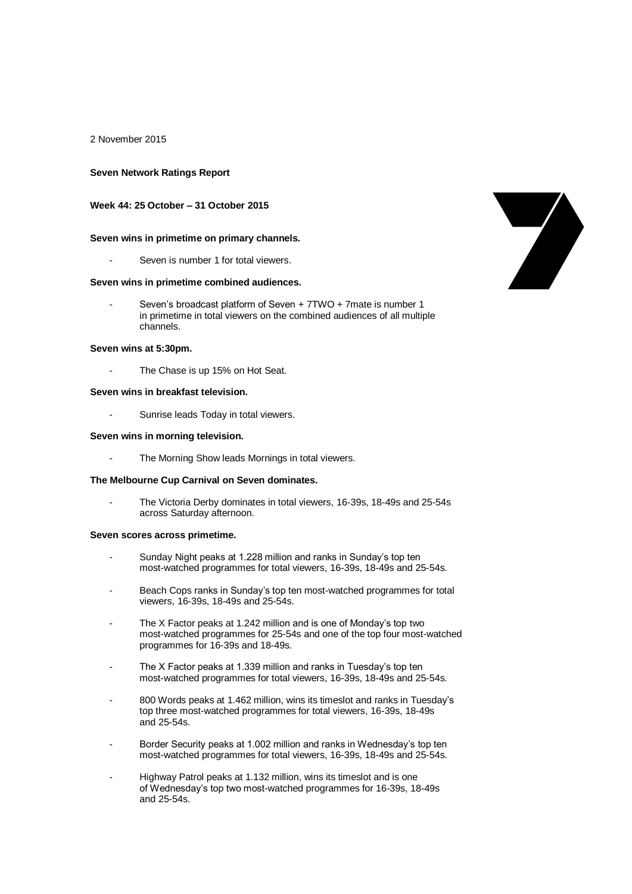2 November 2015

**Seven Network Ratings Report**

**Week 44: 25 October – 31 October 2015**

**Seven wins in primetime on primary channels.**

- Seven is number 1 for total viewers.

**Seven wins in primetime combined audiences.**

- Seven's broadcast platform of Seven + 7TWO + 7mate is number 1 in primetime in total viewers on the combined audiences of all multiple channels.

**Seven wins at 5:30pm.**

- The Chase is up 15% on Hot Seat.

**Seven wins in breakfast television.**

- Sunrise leads Today in total viewers.

**Seven wins in morning television.**

- The Morning Show leads Mornings in total viewers.

**The Melbourne Cup Carnival on Seven dominates.**

- The Victoria Derby dominates in total viewers, 16-39s, 18-49s and 25-54s across Saturday afternoon.

**Seven scores across primetime.**

- Sunday Night peaks at 1.228 million and ranks in Sunday's top ten most-watched programmes for total viewers, 16-39s, 18-49s and 25-54s.
- Beach Cops ranks in Sunday's top ten most-watched programmes for total viewers, 16-39s, 18-49s and 25-54s.
- The X Factor peaks at 1.242 million and is one of Monday's top two most-watched programmes for 25-54s and one of the top four most-watched programmes for 16-39s and 18-49s.
- The X Factor peaks at 1.339 million and ranks in Tuesday's top ten most-watched programmes for total viewers, 16-39s, 18-49s and 25-54s.
- 800 Words peaks at 1.462 million, wins its timeslot and ranks in Tuesday's top three most-watched programmes for total viewers, 16-39s, 18-49s and 25-54s.
- Border Security peaks at 1.002 million and ranks in Wednesday's top ten most-watched programmes for total viewers, 16-39s, 18-49s and 25-54s.
- Highway Patrol peaks at 1.132 million, wins its timeslot and is one of Wednesday's top two most-watched programmes for 16-39s, 18-49s and 25-54s.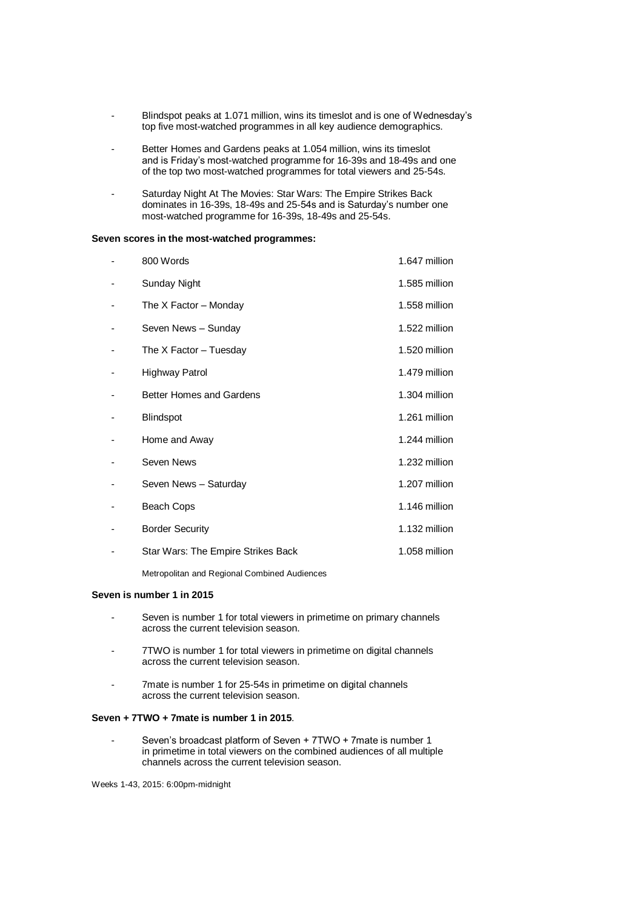- Blindspot peaks at 1.071 million, wins its timeslot and is one of Wednesday's top five most-watched programmes in all key audience demographics.
- Better Homes and Gardens peaks at 1.054 million, wins its timeslot and is Friday's most-watched programme for 16-39s and 18-49s and one of the top two most-watched programmes for total viewers and 25-54s.
- Saturday Night At The Movies: Star Wars: The Empire Strikes Back dominates in 16-39s, 18-49s and 25-54s and is Saturday's number one most-watched programme for 16-39s, 18-49s and 25-54s.

**Seven scores in the most-watched programmes:**

| Programme | Audience |
|---|---|
| 800 Words | 1.647 million |
| Sunday Night | 1.585 million |
| The X Factor – Monday | 1.558 million |
| Seven News – Sunday | 1.522 million |
| The X Factor – Tuesday | 1.520 million |
| Highway Patrol | 1.479 million |
| Better Homes and Gardens | 1.304 million |
| Blindspot | 1.261 million |
| Home and Away | 1.244 million |
| Seven News | 1.232 million |
| Seven News – Saturday | 1.207 million |
| Beach Cops | 1.146 million |
| Border Security | 1.132 million |
| Star Wars: The Empire Strikes Back | 1.058 million |

Metropolitan and Regional Combined Audiences

**Seven is number 1 in 2015**

- Seven is number 1 for total viewers in primetime on primary channels across the current television season.
- 7TWO is number 1 for total viewers in primetime on digital channels across the current television season.
- 7mate is number 1 for 25-54s in primetime on digital channels across the current television season.

**Seven + 7TWO + 7mate is number 1 in 2015**.

- Seven's broadcast platform of Seven + 7TWO + 7mate is number 1 in primetime in total viewers on the combined audiences of all multiple channels across the current television season.

Weeks 1-43, 2015: 6:00pm-midnight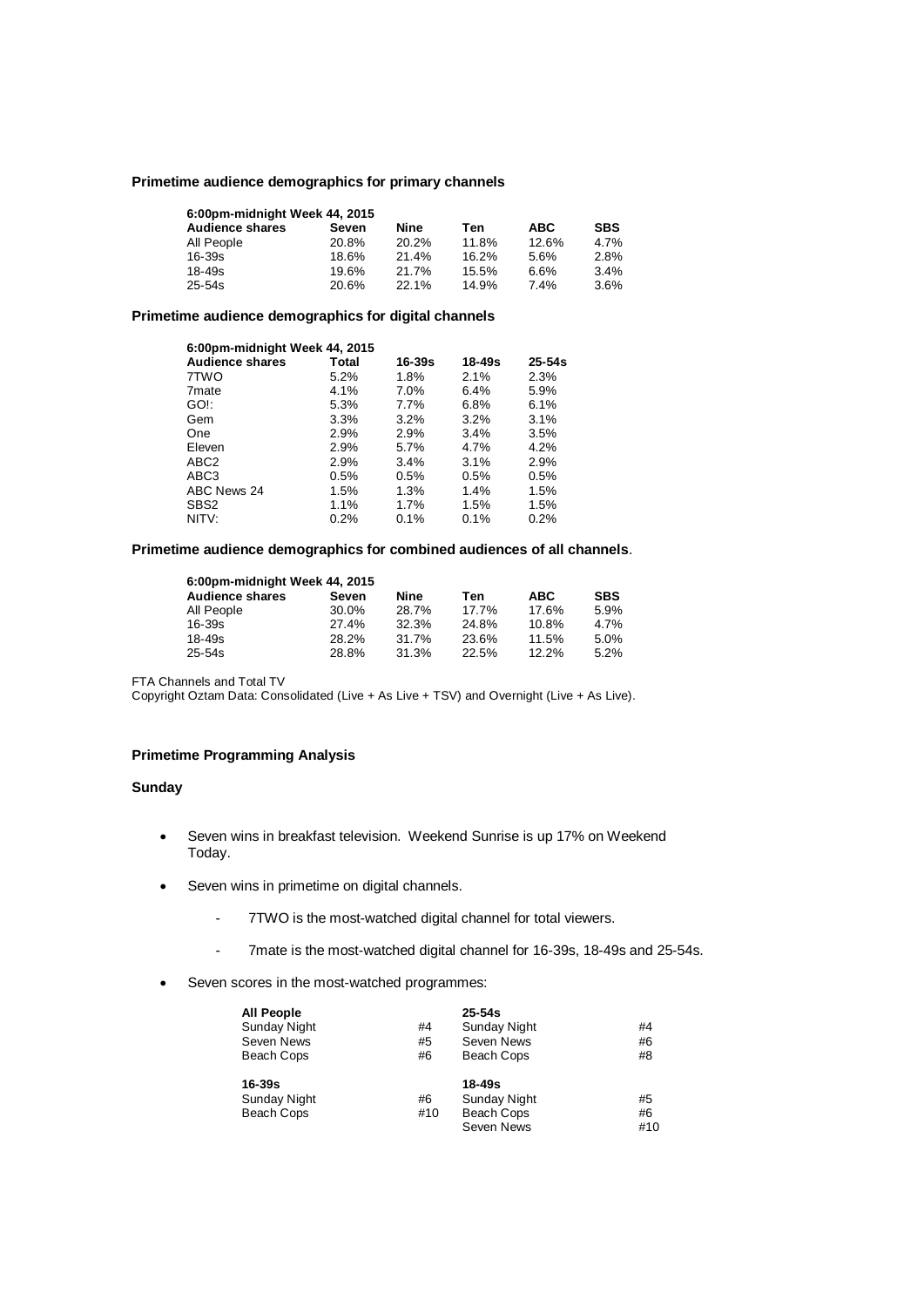**Primetime audience demographics for primary channels**

| 6:00pm-midnight Week 44, 2015 | | | | | |
|---|---|---|---|---|---|
| **Audience shares** | **Seven** | **Nine** | **Ten** | **ABC** | **SBS** |
| All People | 20.8% | 20.2% | 11.8% | 12.6% | 4.7% |
| 16-39s | 18.6% | 21.4% | 16.2% | 5.6% | 2.8% |
| 18-49s | 19.6% | 21.7% | 15.5% | 6.6% | 3.4% |
| 25-54s | 20.6% | 22.1% | 14.9% | 7.4% | 3.6% |

**Primetime audience demographics for digital channels**

| 6:00pm-midnight Week 44, 2015 | | | | |
|---|---|---|---|---|
| **Audience shares** | **Total** | **16-39s** | **18-49s** | **25-54s** |
| 7TWO | 5.2% | 1.8% | 2.1% | 2.3% |
| 7mate | 4.1% | 7.0% | 6.4% | 5.9% |
| GO!: | 5.3% | 7.7% | 6.8% | 6.1% |
| Gem | 3.3% | 3.2% | 3.2% | 3.1% |
| One | 2.9% | 2.9% | 3.4% | 3.5% |
| Eleven | 2.9% | 5.7% | 4.7% | 4.2% |
| ABC2 | 2.9% | 3.4% | 3.1% | 2.9% |
| ABC3 | 0.5% | 0.5% | 0.5% | 0.5% |
| ABC News 24 | 1.5% | 1.3% | 1.4% | 1.5% |
| SBS2 | 1.1% | 1.7% | 1.5% | 1.5% |
| NITV: | 0.2% | 0.1% | 0.1% | 0.2% |

**Primetime audience demographics for combined audiences of all channels**.

| 6:00pm-midnight Week 44, 2015 | | | | | |
|---|---|---|---|---|---|
| **Audience shares** | **Seven** | **Nine** | **Ten** | **ABC** | **SBS** |
| All People | 30.0% | 28.7% | 17.7% | 17.6% | 5.9% |
| 16-39s | 27.4% | 32.3% | 24.8% | 10.8% | 4.7% |
| 18-49s | 28.2% | 31.7% | 23.6% | 11.5% | 5.0% |
| 25-54s | 28.8% | 31.3% | 22.5% | 12.2% | 5.2% |

FTA Channels and Total TV
Copyright Oztam Data: Consolidated (Live + As Live + TSV) and Overnight (Live + As Live).

**Primetime Programming Analysis**

**Sunday**

- Seven wins in breakfast television. Weekend Sunrise is up 17% on Weekend Today.
- Seven wins in primetime on digital channels.
  - 7TWO is the most-watched digital channel for total viewers.
  - 7mate is the most-watched digital channel for 16-39s, 18-49s and 25-54s.
- Seven scores in the most-watched programmes:

| **All People** | | **25-54s** | |
|---|---|---|---|
| Sunday Night | #4 | Sunday Night | #4 |
| Seven News | #5 | Seven News | #6 |
| Beach Cops | #6 | Beach Cops | #8 |
| **16-39s** | | **18-49s** | |
| Sunday Night | #6 | Sunday Night | #5 |
| Beach Cops | #10 | Beach Cops | #6 |
| | | Seven News | #10 |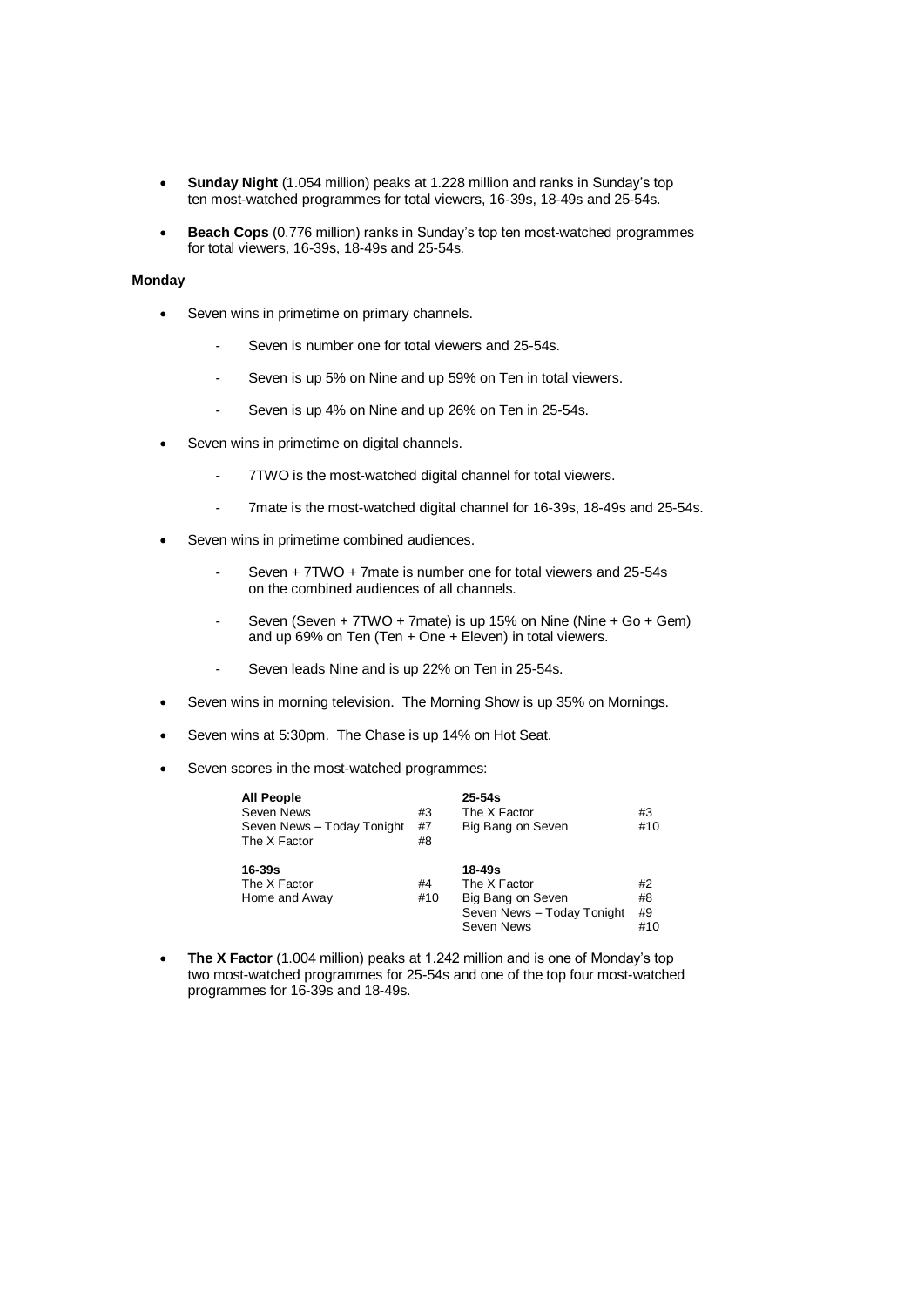- **Sunday Night** (1.054 million) peaks at 1.228 million and ranks in Sunday's top ten most-watched programmes for total viewers, 16-39s, 18-49s and 25-54s.

- **Beach Cops** (0.776 million) ranks in Sunday's top ten most-watched programmes for total viewers, 16-39s, 18-49s and 25-54s.

**Monday**

- Seven wins in primetime on primary channels.
  - Seven is number one for total viewers and 25-54s.
  - Seven is up 5% on Nine and up 59% on Ten in total viewers.
  - Seven is up 4% on Nine and up 26% on Ten in 25-54s.

- Seven wins in primetime on digital channels.
  - 7TWO is the most-watched digital channel for total viewers.
  - 7mate is the most-watched digital channel for 16-39s, 18-49s and 25-54s.

- Seven wins in primetime combined audiences.
  - Seven + 7TWO + 7mate is number one for total viewers and 25-54s on the combined audiences of all channels.
  - Seven (Seven + 7TWO + 7mate) is up 15% on Nine (Nine + Go + Gem) and up 69% on Ten (Ten + One + Eleven) in total viewers.
  - Seven leads Nine and is up 22% on Ten in 25-54s.

- Seven wins in morning television. The Morning Show is up 35% on Mornings.

- Seven wins at 5:30pm. The Chase is up 14% on Hot Seat.

- Seven scores in the most-watched programmes:

| **All People** | | **25-54s** | |
|---|---|---|---|
| Seven News | #3 | The X Factor | #3 |
| Seven News – Today Tonight | #7 | Big Bang on Seven | #10 |
| The X Factor | #8 | | |
| **16-39s** | | **18-49s** | |
| The X Factor | #4 | The X Factor | #2 |
| Home and Away | #10 | Big Bang on Seven | #8 |
| | | Seven News – Today Tonight | #9 |
| | | Seven News | #10 |

- **The X Factor** (1.004 million) peaks at 1.242 million and is one of Monday's top two most-watched programmes for 25-54s and one of the top four most-watched programmes for 16-39s and 18-49s.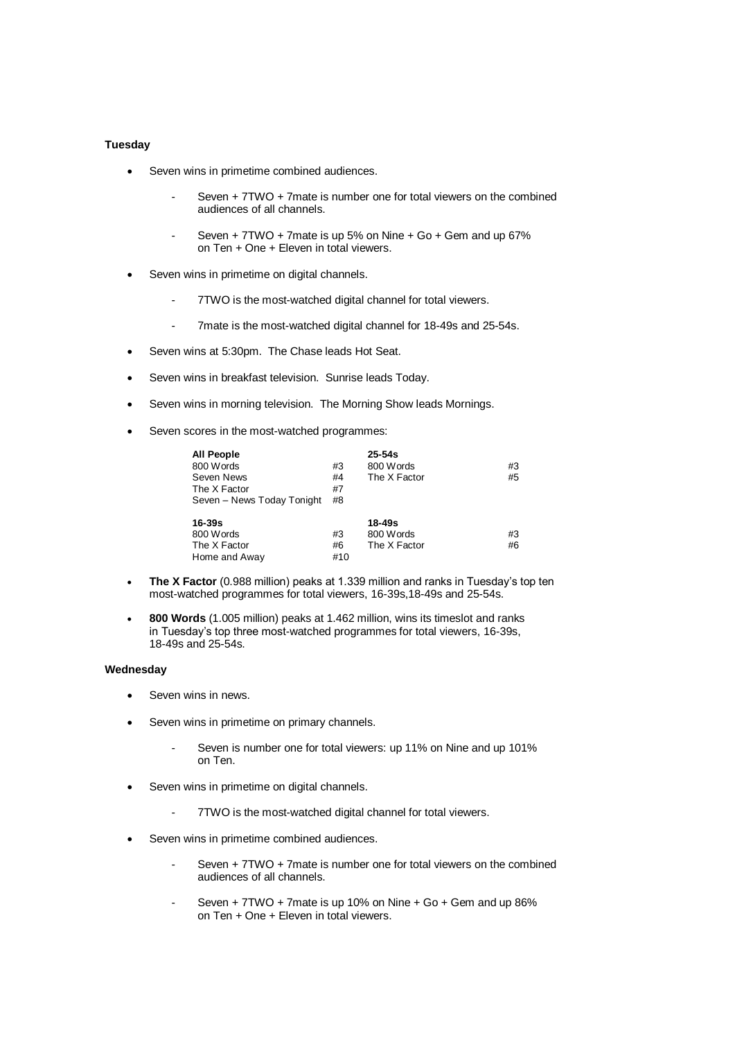**Tuesday**

- Seven wins in primetime combined audiences.
  - Seven + 7TWO + 7mate is number one for total viewers on the combined audiences of all channels.
  - Seven + 7TWO + 7mate is up 5% on Nine + Go + Gem and up 67% on Ten + One + Eleven in total viewers.
- Seven wins in primetime on digital channels.
  - 7TWO is the most-watched digital channel for total viewers.
  - 7mate is the most-watched digital channel for 18-49s and 25-54s.
- Seven wins at 5:30pm. The Chase leads Hot Seat.
- Seven wins in breakfast television. Sunrise leads Today.
- Seven wins in morning television. The Morning Show leads Mornings.
- Seven scores in the most-watched programmes:

| **All People** | | **25-54s** | |
|---|---|---|---|
| 800 Words | #3 | 800 Words | #3 |
| Seven News | #4 | The X Factor | #5 |
| The X Factor | #7 | | |
| Seven – News Today Tonight | #8 | | |
| **16-39s** | | **18-49s** | |
| 800 Words | #3 | 800 Words | #3 |
| The X Factor | #6 | The X Factor | #6 |
| Home and Away | #10 | | |

- **The X Factor** (0.988 million) peaks at 1.339 million and ranks in Tuesday's top ten most-watched programmes for total viewers, 16-39s,18-49s and 25-54s.
- **800 Words** (1.005 million) peaks at 1.462 million, wins its timeslot and ranks in Tuesday's top three most-watched programmes for total viewers, 16-39s, 18-49s and 25-54s.

**Wednesday**

- Seven wins in news.
- Seven wins in primetime on primary channels.
  - Seven is number one for total viewers: up 11% on Nine and up 101% on Ten.
- Seven wins in primetime on digital channels.
  - 7TWO is the most-watched digital channel for total viewers.
- Seven wins in primetime combined audiences.
  - Seven + 7TWO + 7mate is number one for total viewers on the combined audiences of all channels.
  - Seven + 7TWO + 7mate is up 10% on Nine + Go + Gem and up 86% on Ten + One + Eleven in total viewers.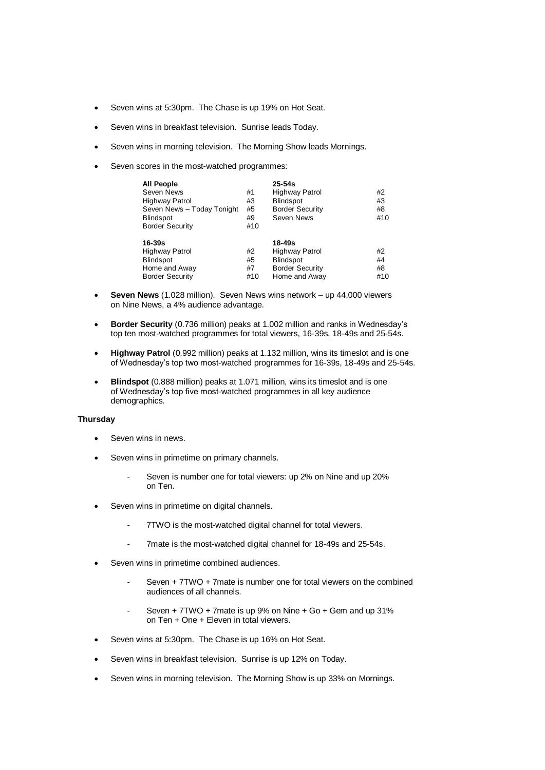- Seven wins at 5:30pm. The Chase is up 19% on Hot Seat.
- Seven wins in breakfast television. Sunrise leads Today.
- Seven wins in morning television. The Morning Show leads Mornings.
- Seven scores in the most-watched programmes:

| **All People** | | **25-54s** | |
|---|---|---|---|
| Seven News | #1 | Highway Patrol | #2 |
| Highway Patrol | #3 | Blindspot | #3 |
| Seven News – Today Tonight | #5 | Border Security | #8 |
| Blindspot | #9 | Seven News | #10 |
| Border Security | #10 | | |

| **16-39s** | | **18-49s** | |
|---|---|---|---|
| Highway Patrol | #2 | Highway Patrol | #2 |
| Blindspot | #5 | Blindspot | #4 |
| Home and Away | #7 | Border Security | #8 |
| Border Security | #10 | Home and Away | #10 |

- **Seven News** (1.028 million). Seven News wins network – up 44,000 viewers on Nine News, a 4% audience advantage.
- **Border Security** (0.736 million) peaks at 1.002 million and ranks in Wednesday's top ten most-watched programmes for total viewers, 16-39s, 18-49s and 25-54s.
- **Highway Patrol** (0.992 million) peaks at 1.132 million, wins its timeslot and is one of Wednesday's top two most-watched programmes for 16-39s, 18-49s and 25-54s.
- **Blindspot** (0.888 million) peaks at 1.071 million, wins its timeslot and is one of Wednesday's top five most-watched programmes in all key audience demographics.

**Thursday**

- Seven wins in news.
- Seven wins in primetime on primary channels.
  - Seven is number one for total viewers: up 2% on Nine and up 20% on Ten.
- Seven wins in primetime on digital channels.
  - 7TWO is the most-watched digital channel for total viewers.
  - 7mate is the most-watched digital channel for 18-49s and 25-54s.
- Seven wins in primetime combined audiences.
  - Seven + 7TWO + 7mate is number one for total viewers on the combined audiences of all channels.
  - Seven + 7TWO + 7mate is up 9% on Nine + Go + Gem and up 31% on Ten + One + Eleven in total viewers.
- Seven wins at 5:30pm. The Chase is up 16% on Hot Seat.
- Seven wins in breakfast television. Sunrise is up 12% on Today.
- Seven wins in morning television. The Morning Show is up 33% on Mornings.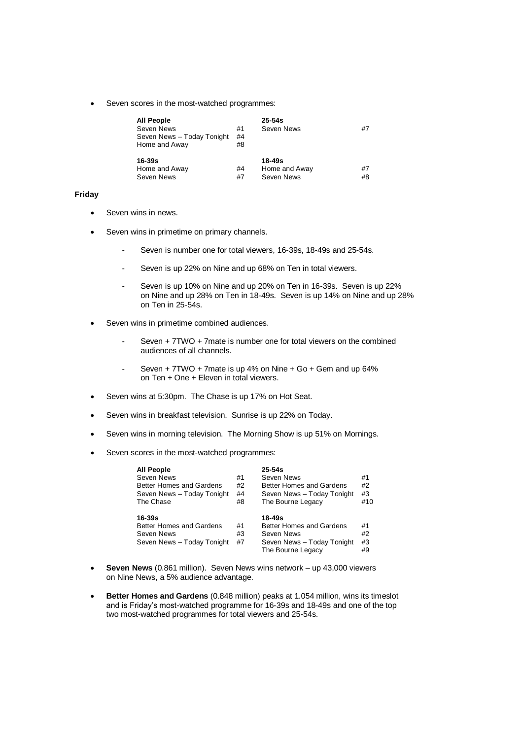- Seven scores in the most-watched programmes:

| All People | | 25-54s | |
|---|---|---|---|
| Seven News | #1 | Seven News | #7 |
| Seven News – Today Tonight | #4 | | |
| Home and Away | #8 | | |
| **16-39s** | | **18-49s** | |
| Home and Away | #4 | Home and Away | #7 |
| Seven News | #7 | Seven News | #8 |

**Friday**

- Seven wins in news.
- Seven wins in primetime on primary channels.
  - Seven is number one for total viewers, 16-39s, 18-49s and 25-54s.
  - Seven is up 22% on Nine and up 68% on Ten in total viewers.
  - Seven is up 10% on Nine and up 20% on Ten in 16-39s. Seven is up 22% on Nine and up 28% on Ten in 18-49s. Seven is up 14% on Nine and up 28% on Ten in 25-54s.
- Seven wins in primetime combined audiences.
  - Seven + 7TWO + 7mate is number one for total viewers on the combined audiences of all channels.
  - Seven + 7TWO + 7mate is up 4% on Nine + Go + Gem and up 64% on Ten + One + Eleven in total viewers.
- Seven wins at 5:30pm. The Chase is up 17% on Hot Seat.
- Seven wins in breakfast television. Sunrise is up 22% on Today.
- Seven wins in morning television. The Morning Show is up 51% on Mornings.
- Seven scores in the most-watched programmes:

| All People | | 25-54s | |
|---|---|---|---|
| Seven News | #1 | Seven News | #1 |
| Better Homes and Gardens | #2 | Better Homes and Gardens | #2 |
| Seven News – Today Tonight | #4 | Seven News – Today Tonight | #3 |
| The Chase | #8 | The Bourne Legacy | #10 |
| **16-39s** | | **18-49s** | |
| Better Homes and Gardens | #1 | Better Homes and Gardens | #1 |
| Seven News | #3 | Seven News | #2 |
| Seven News – Today Tonight | #7 | Seven News – Today Tonight | #3 |
| | | The Bourne Legacy | #9 |

- **Seven News** (0.861 million). Seven News wins network – up 43,000 viewers on Nine News, a 5% audience advantage.
- **Better Homes and Gardens** (0.848 million) peaks at 1.054 million, wins its timeslot and is Friday's most-watched programme for 16-39s and 18-49s and one of the top two most-watched programmes for total viewers and 25-54s.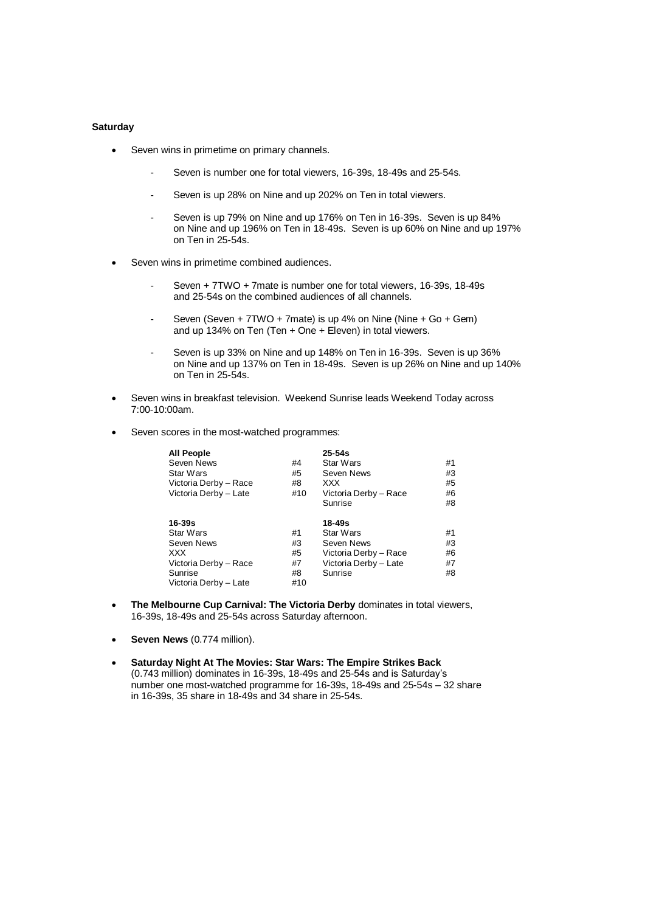**Saturday**

- Seven wins in primetime on primary channels.
  - Seven is number one for total viewers, 16-39s, 18-49s and 25-54s.
  - Seven is up 28% on Nine and up 202% on Ten in total viewers.
  - Seven is up 79% on Nine and up 176% on Ten in 16-39s. Seven is up 84% on Nine and up 196% on Ten in 18-49s. Seven is up 60% on Nine and up 197% on Ten in 25-54s.
- Seven wins in primetime combined audiences.
  - Seven + 7TWO + 7mate is number one for total viewers, 16-39s, 18-49s and 25-54s on the combined audiences of all channels.
  - Seven (Seven + 7TWO + 7mate) is up 4% on Nine (Nine + Go + Gem) and up 134% on Ten (Ten + One + Eleven) in total viewers.
  - Seven is up 33% on Nine and up 148% on Ten in 16-39s. Seven is up 36% on Nine and up 137% on Ten in 18-49s. Seven is up 26% on Nine and up 140% on Ten in 25-54s.
- Seven wins in breakfast television. Weekend Sunrise leads Weekend Today across 7:00-10:00am.
- Seven scores in the most-watched programmes:

| **All People** | | **25-54s** | |
|---|---|---|---|
| Seven News | #4 | Star Wars | #1 |
| Star Wars | #5 | Seven News | #3 |
| Victoria Derby – Race | #8 | XXX | #5 |
| Victoria Derby – Late | #10 | Victoria Derby – Race | #6 |
| | | Sunrise | #8 |

| **16-39s** | | **18-49s** | |
|---|---|---|---|
| Star Wars | #1 | Star Wars | #1 |
| Seven News | #3 | Seven News | #3 |
| XXX | #5 | Victoria Derby – Race | #6 |
| Victoria Derby – Race | #7 | Victoria Derby – Late | #7 |
| Sunrise | #8 | Sunrise | #8 |
| Victoria Derby – Late | #10 | | |

- **The Melbourne Cup Carnival: The Victoria Derby** dominates in total viewers, 16-39s, 18-49s and 25-54s across Saturday afternoon.
- **Seven News** (0.774 million).
- **Saturday Night At The Movies: Star Wars: The Empire Strikes Back** (0.743 million) dominates in 16-39s, 18-49s and 25-54s and is Saturday's number one most-watched programme for 16-39s, 18-49s and 25-54s – 32 share in 16-39s, 35 share in 18-49s and 34 share in 25-54s.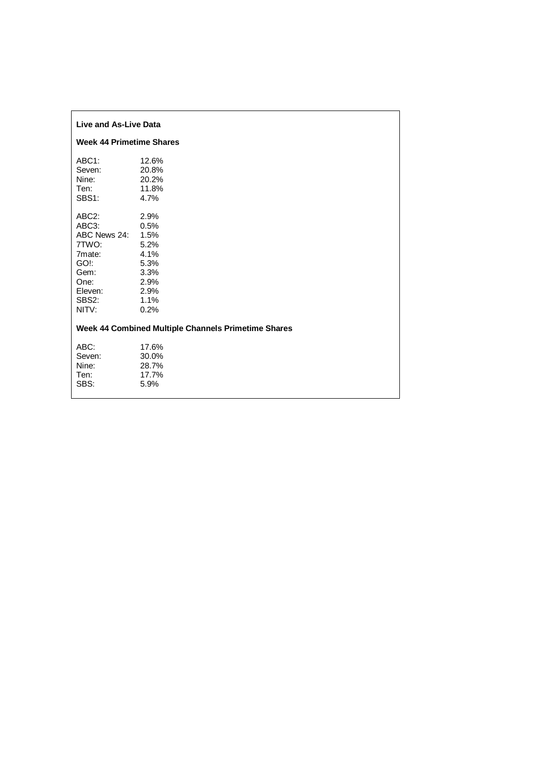**Live and As-Live Data**

**Week 44 Primetime Shares**

| | |
|---|---|
| ABC1: | 12.6% |
| Seven: | 20.8% |
| Nine: | 20.2% |
| Ten: | 11.8% |
| SBS1: | 4.7% |

| | |
|---|---|
| ABC2: | 2.9% |
| ABC3: | 0.5% |
| ABC News 24: | 1.5% |
| 7TWO: | 5.2% |
| 7mate: | 4.1% |
| GO!: | 5.3% |
| Gem: | 3.3% |
| One: | 2.9% |
| Eleven: | 2.9% |
| SBS2: | 1.1% |
| NITV: | 0.2% |

**Week 44 Combined Multiple Channels Primetime Shares**

| | |
|---|---|
| ABC: | 17.6% |
| Seven: | 30.0% |
| Nine: | 28.7% |
| Ten: | 17.7% |
| SBS: | 5.9% |